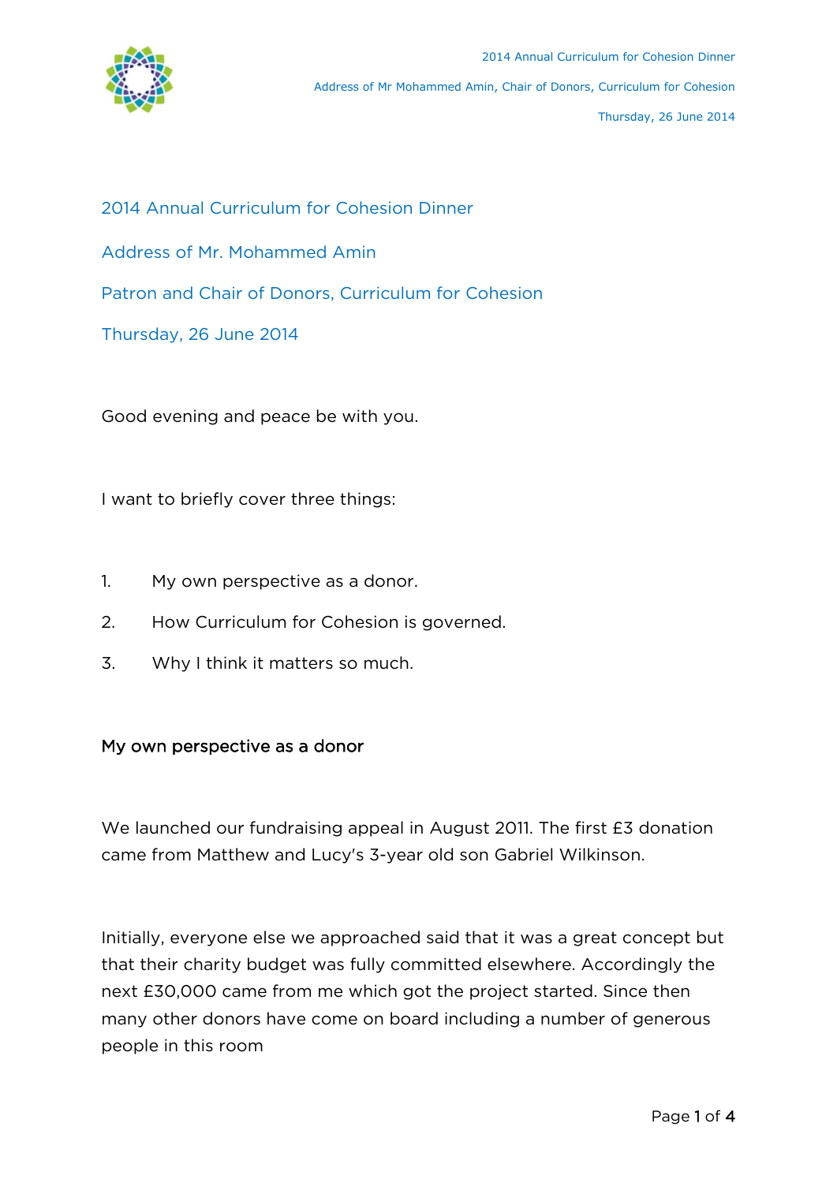# 2014 Annual Curriculum for Cohesion Dinner

## Address of Mr. Mohammed Amin

## Patron and Chair of Donors, Curriculum for Cohesion

## Thursday, 26 June 2014

Good evening and peace be with you.

I want to briefly cover three things:

1. My own perspective as a donor.
2. How Curriculum for Cohesion is governed.
3. Why I think it matters so much.

### My own perspective as a donor

We launched our fundraising appeal in August 2011. The first £3 donation came from Matthew and Lucy's 3-year old son Gabriel Wilkinson.

Initially, everyone else we approached said that it was a great concept but that their charity budget was fully committed elsewhere. Accordingly the next £30,000 came from me which got the project started. Since then many other donors have come on board including a number of generous people in this room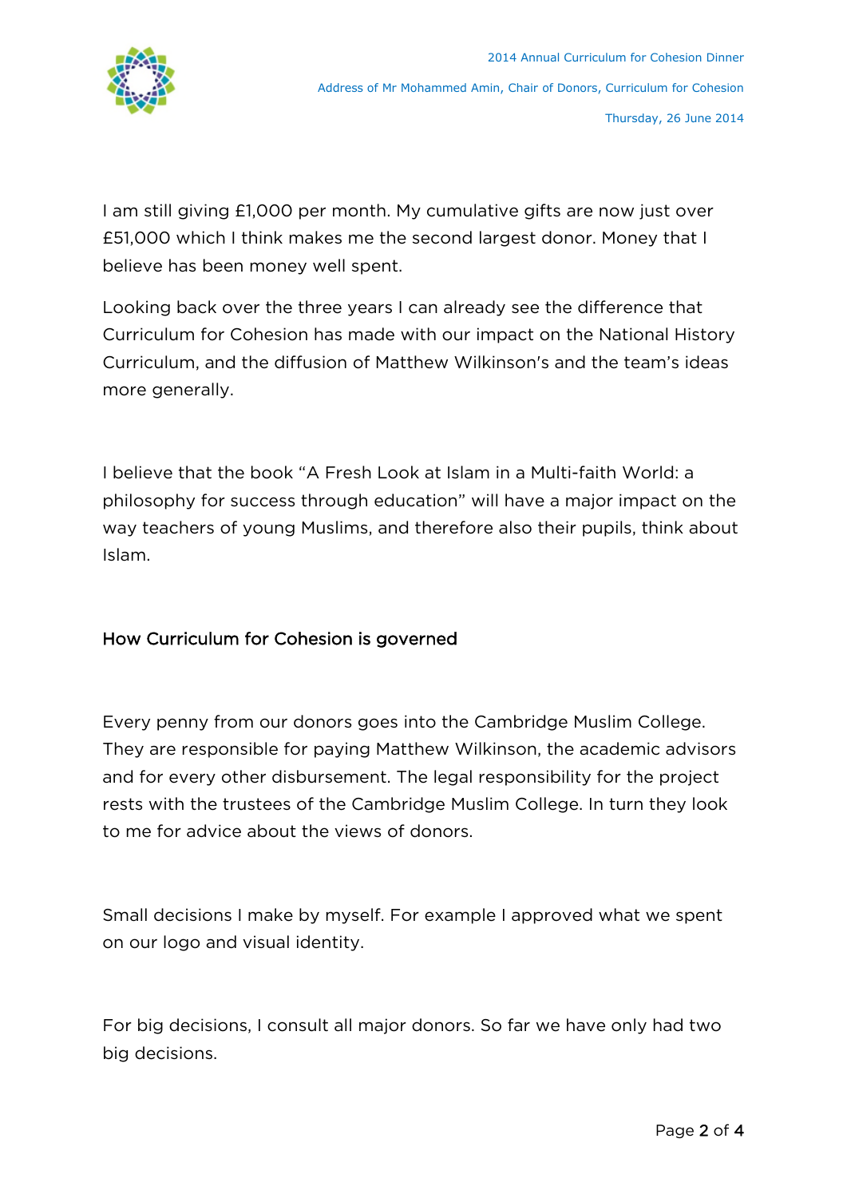I am still giving £1,000 per month. My cumulative gifts are now just over £51,000 which I think makes me the second largest donor. Money that I believe has been money well spent.

Looking back over the three years I can already see the difference that Curriculum for Cohesion has made with our impact on the National History Curriculum, and the diffusion of Matthew Wilkinson's and the team's ideas more generally.

I believe that the book "A Fresh Look at Islam in a Multi-faith World: a philosophy for success through education" will have a major impact on the way teachers of young Muslims, and therefore also their pupils, think about Islam.

## How Curriculum for Cohesion is governed

Every penny from our donors goes into the Cambridge Muslim College. They are responsible for paying Matthew Wilkinson, the academic advisors and for every other disbursement. The legal responsibility for the project rests with the trustees of the Cambridge Muslim College. In turn they look to me for advice about the views of donors.

Small decisions I make by myself. For example I approved what we spent on our logo and visual identity.

For big decisions, I consult all major donors. So far we have only had two big decisions.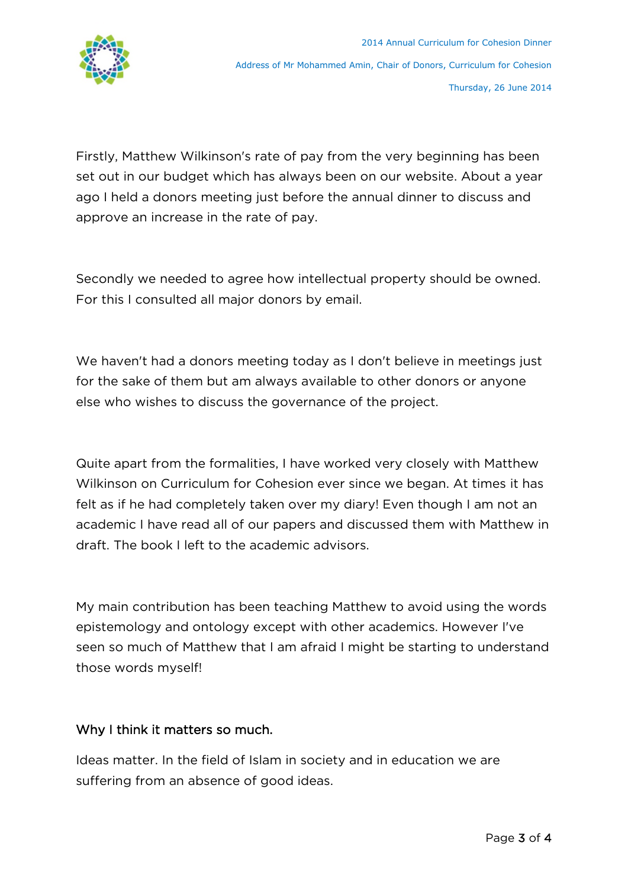Firstly, Matthew Wilkinson's rate of pay from the very beginning has been set out in our budget which has always been on our website. About a year ago I held a donors meeting just before the annual dinner to discuss and approve an increase in the rate of pay.

Secondly we needed to agree how intellectual property should be owned. For this I consulted all major donors by email.

We haven't had a donors meeting today as I don't believe in meetings just for the sake of them but am always available to other donors or anyone else who wishes to discuss the governance of the project.

Quite apart from the formalities, I have worked very closely with Matthew Wilkinson on Curriculum for Cohesion ever since we began. At times it has felt as if he had completely taken over my diary! Even though I am not an academic I have read all of our papers and discussed them with Matthew in draft. The book I left to the academic advisors.

My main contribution has been teaching Matthew to avoid using the words epistemology and ontology except with other academics. However I've seen so much of Matthew that I am afraid I might be starting to understand those words myself!

## Why I think it matters so much.

Ideas matter. In the field of Islam in society and in education we are suffering from an absence of good ideas.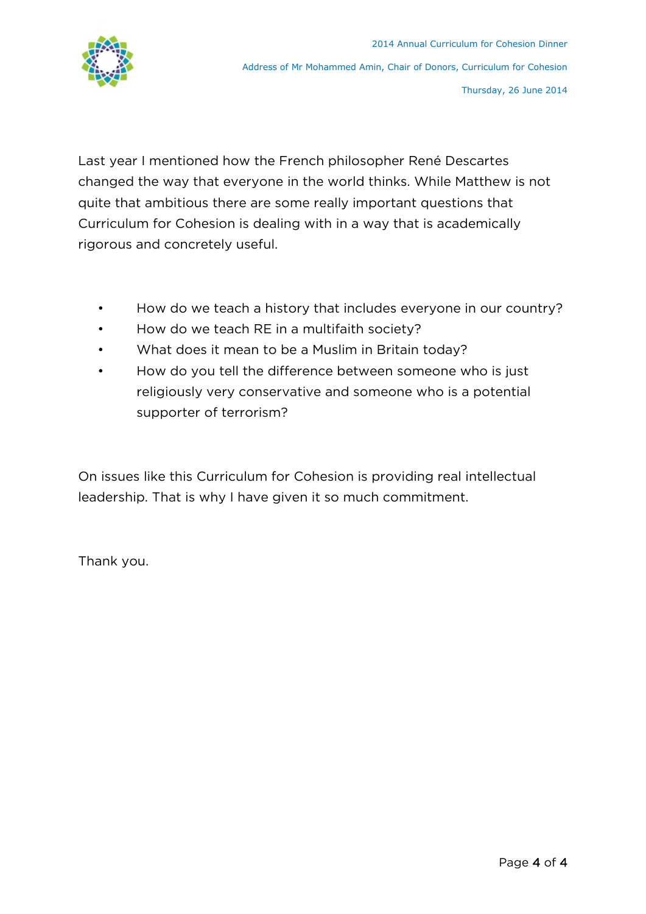Last year I mentioned how the French philosopher René Descartes changed the way that everyone in the world thinks. While Matthew is not quite that ambitious there are some really important questions that Curriculum for Cohesion is dealing with in a way that is academically rigorous and concretely useful.

- How do we teach a history that includes everyone in our country?
- How do we teach RE in a multifaith society?
- What does it mean to be a Muslim in Britain today?
- How do you tell the difference between someone who is just religiously very conservative and someone who is a potential supporter of terrorism?

On issues like this Curriculum for Cohesion is providing real intellectual leadership. That is why I have given it so much commitment.

Thank you.